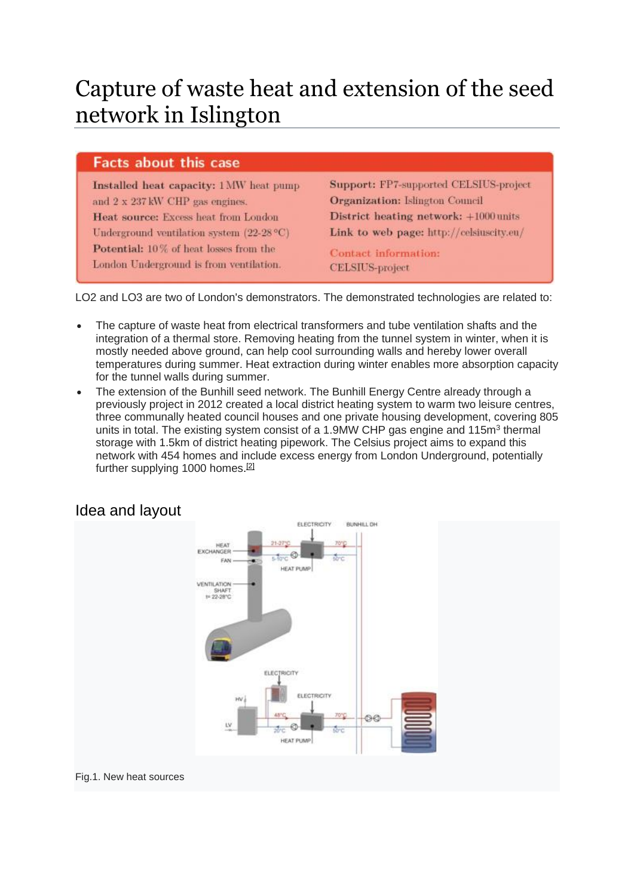# Capture of waste heat and extension of the seed network in Islington

## Facts about this case

**Installed heat capacity:** 1 MW heat pump and 2 x 237 kW CHP gas engines.
**Heat source:** Excess heat from London Underground ventilation system (22-28 °C)
**Potential:** 10 % of heat losses from the London Underground is from ventilation.

**Support:** FP7-supported CELSIUS-project
**Organization:** Islington Council
**District heating network:** +1000 units
**Link to web page:** http://celsiuscity.eu/

Contact information:
CELSIUS-project

LO2 and LO3 are two of London's demonstrators. The demonstrated technologies are related to:

- The capture of waste heat from electrical transformers and tube ventilation shafts and the integration of a thermal store. Removing heating from the tunnel system in winter, when it is mostly needed above ground, can help cool surrounding walls and hereby lower overall temperatures during summer. Heat extraction during winter enables more absorption capacity for the tunnel walls during summer.
- The extension of the Bunhill seed network. The Bunhill Energy Centre already through a previously project in 2012 created a local district heating system to warm two leisure centres, three communally heated council houses and one private housing development, covering 805 units in total. The existing system consist of a 1.9MW CHP gas engine and 115m$^3$ thermal storage with 1.5km of district heating pipework. The Celsius project aims to expand this network with 454 homes and include excess energy from London Underground, potentially further supplying 1000 homes.[2]

## Idea and layout

ELECTRICITY
BUNHILL DH
HEAT EXCHANGER
FAN
21-27°C
5-10°C
70°C
50°C
HEAT PUMP
VENTILATION SHAFT
t= 22-28°C
ELECTRICITY
ELECTRICITY
HV
LV
48°C
20°C
70°C
50°C
HEAT PUMP

Fig.1. New heat sources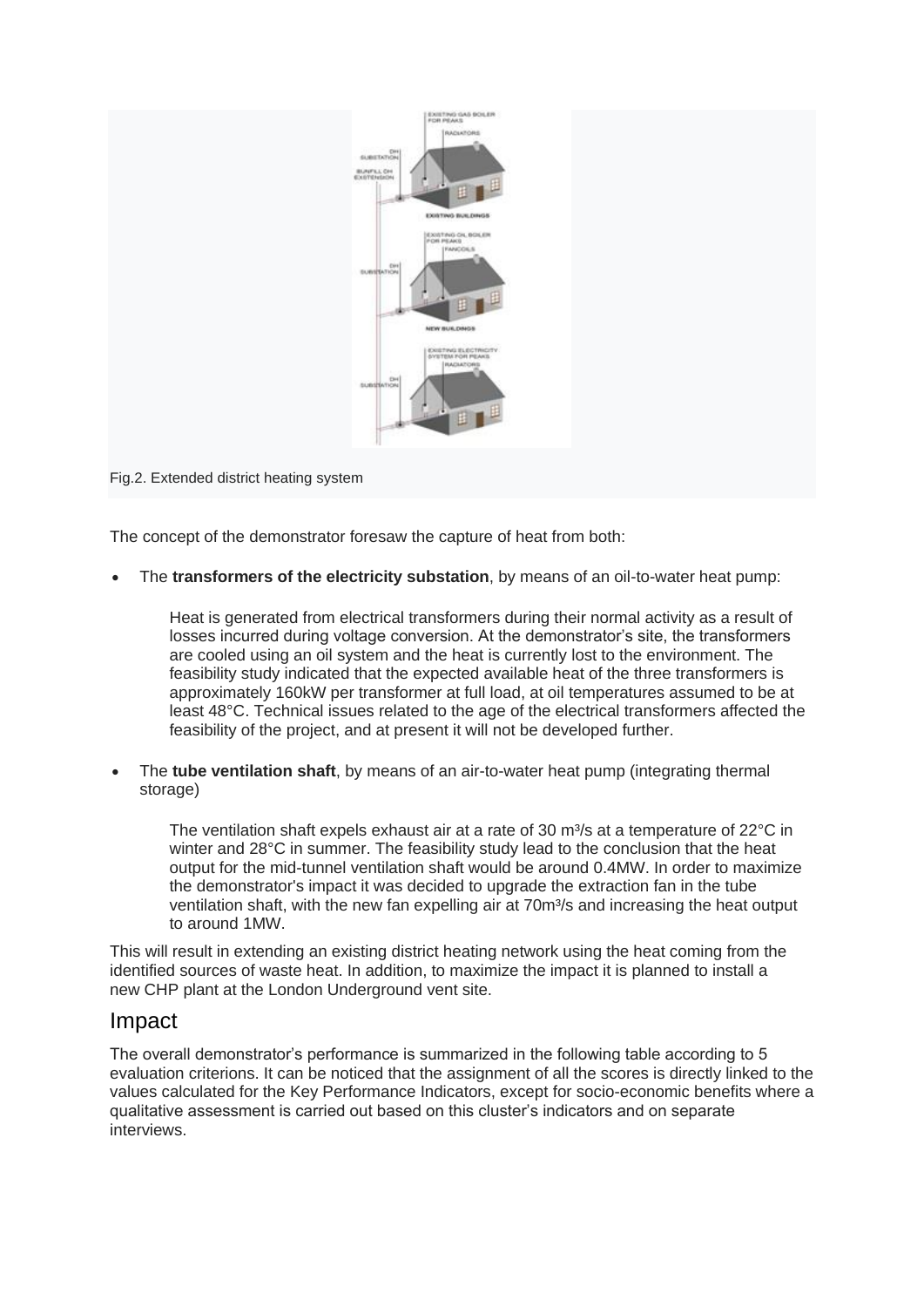EXISTING GAS BOILER FOR PEAKS

RADIATORS

DH SUBSTATION

BUNHILL DH EXTENSION

EXISTING BUILDINGS

EXISTING OIL BOILER FOR PEAKS

FANCOILS

DH SUBSTATION

NEW BUILDINGS

EXISTING ELECTRICITY SYSTEM FOR PEAKS

RADIATORS

DH SUBSTATION

Fig.2. Extended district heating system

The concept of the demonstrator foresaw the capture of heat from both:

- The **transformers of the electricity substation**, by means of an oil-to-water heat pump:

  Heat is generated from electrical transformers during their normal activity as a result of losses incurred during voltage conversion. At the demonstrator's site, the transformers are cooled using an oil system and the heat is currently lost to the environment. The feasibility study indicated that the expected available heat of the three transformers is approximately 160kW per transformer at full load, at oil temperatures assumed to be at least 48°C. Technical issues related to the age of the electrical transformers affected the feasibility of the project, and at present it will not be developed further.

- The **tube ventilation shaft**, by means of an air-to-water heat pump (integrating thermal storage)

  The ventilation shaft expels exhaust air at a rate of 30 m³/s at a temperature of 22°C in winter and 28°C in summer. The feasibility study lead to the conclusion that the heat output for the mid-tunnel ventilation shaft would be around 0.4MW. In order to maximize the demonstrator's impact it was decided to upgrade the extraction fan in the tube ventilation shaft, with the new fan expelling air at 70m³/s and increasing the heat output to around 1MW.

This will result in extending an existing district heating network using the heat coming from the identified sources of waste heat. In addition, to maximize the impact it is planned to install a new CHP plant at the London Underground vent site.

## Impact

The overall demonstrator's performance is summarized in the following table according to 5 evaluation criterions. It can be noticed that the assignment of all the scores is directly linked to the values calculated for the Key Performance Indicators, except for socio-economic benefits where a qualitative assessment is carried out based on this cluster's indicators and on separate interviews.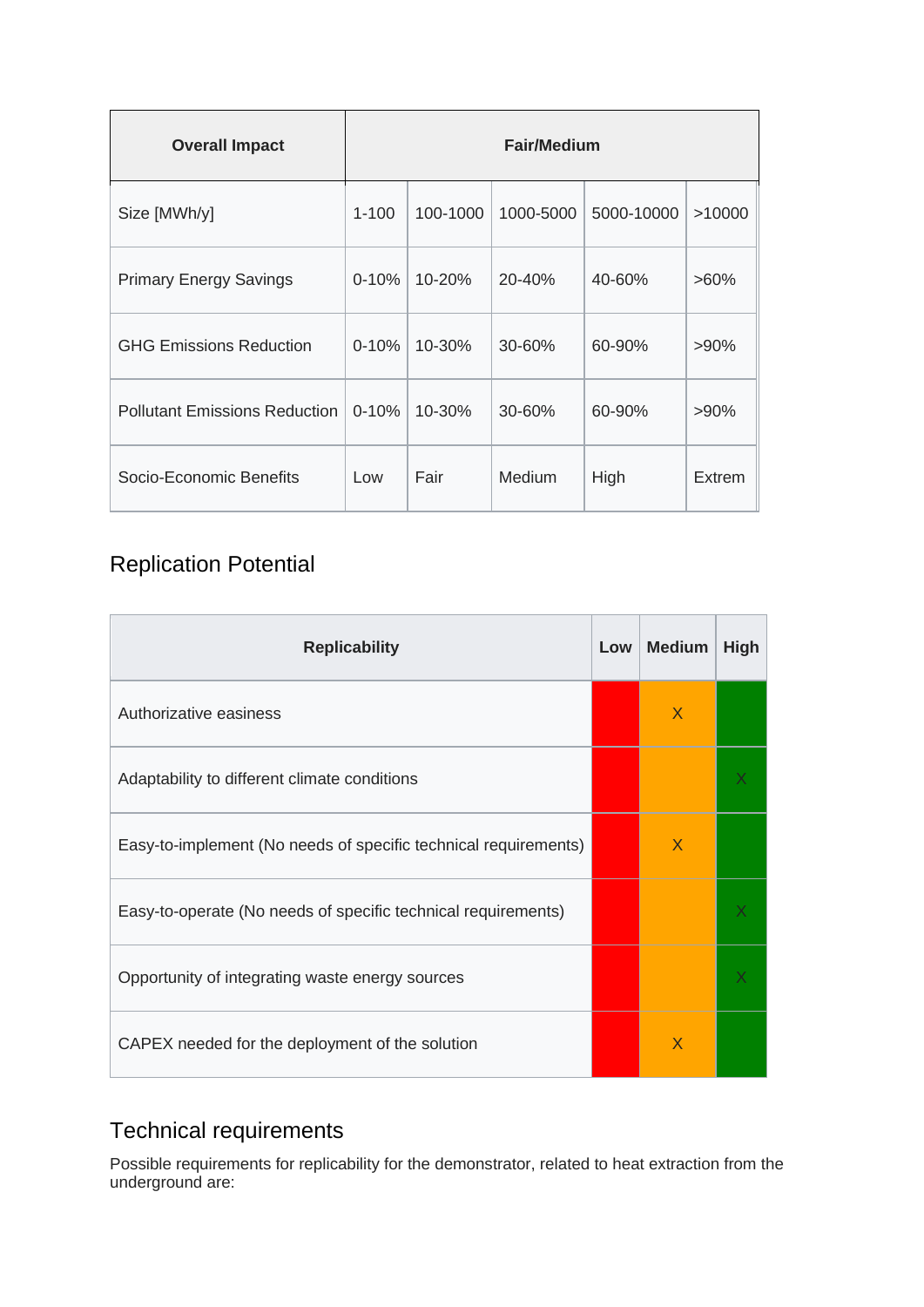| Overall Impact | Fair/Medium | | | | |
|---|---|---|---|---|---|
| Size [MWh/y] | 1-100 | 100-1000 | 1000-5000 | 5000-10000 | >10000 |
| Primary Energy Savings | 0-10% | 10-20% | 20-40% | 40-60% | >60% |
| GHG Emissions Reduction | 0-10% | 10-30% | 30-60% | 60-90% | >90% |
| Pollutant Emissions Reduction | 0-10% | 10-30% | 30-60% | 60-90% | >90% |
| Socio-Economic Benefits | Low | Fair | Medium | High | Extrem |

## Replication Potential

| Replicability | Low | Medium | High |
|---|---|---|---|
| Authorizative easiness | | X | |
| Adaptability to different climate conditions | | | X |
| Easy-to-implement (No needs of specific technical requirements) | | X | |
| Easy-to-operate (No needs of specific technical requirements) | | | X |
| Opportunity of integrating waste energy sources | | | X |
| CAPEX needed for the deployment of the solution | | X | |

## Technical requirements

Possible requirements for replicability for the demonstrator, related to heat extraction from the underground are: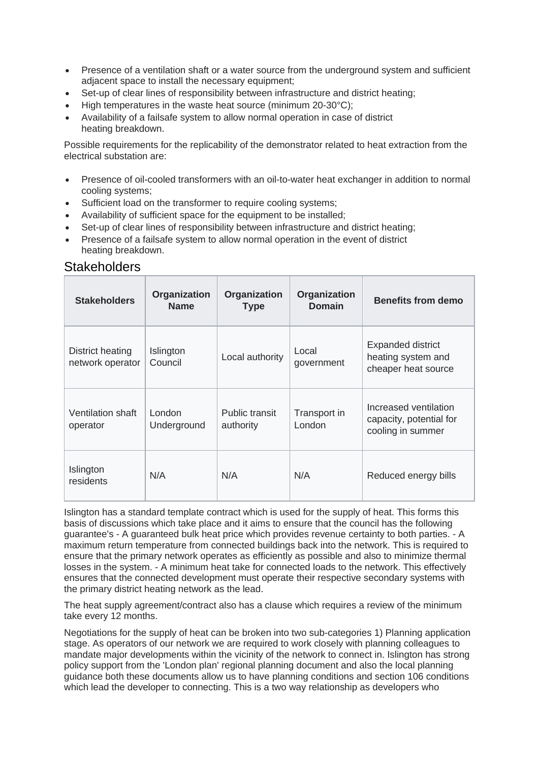- Presence of a ventilation shaft or a water source from the underground system and sufficient adjacent space to install the necessary equipment;
- Set-up of clear lines of responsibility between infrastructure and district heating;
- High temperatures in the waste heat source (minimum 20-30°C);
- Availability of a failsafe system to allow normal operation in case of district heating breakdown.

Possible requirements for the replicability of the demonstrator related to heat extraction from the electrical substation are:

- Presence of oil-cooled transformers with an oil-to-water heat exchanger in addition to normal cooling systems;
- Sufficient load on the transformer to require cooling systems;
- Availability of sufficient space for the equipment to be installed;
- Set-up of clear lines of responsibility between infrastructure and district heating;
- Presence of a failsafe system to allow normal operation in the event of district heating breakdown.

## Stakeholders

| Stakeholders | Organization Name | Organization Type | Organization Domain | Benefits from demo |
|---|---|---|---|---|
| District heating network operator | Islington Council | Local authority | Local government | Expanded district heating system and cheaper heat source |
| Ventilation shaft operator | London Underground | Public transit authority | Transport in London | Increased ventilation capacity, potential for cooling in summer |
| Islington residents | N/A | N/A | N/A | Reduced energy bills |

Islington has a standard template contract which is used for the supply of heat. This forms this basis of discussions which take place and it aims to ensure that the council has the following guarantee's - A guaranteed bulk heat price which provides revenue certainty to both parties. - A maximum return temperature from connected buildings back into the network. This is required to ensure that the primary network operates as efficiently as possible and also to minimize thermal losses in the system. - A minimum heat take for connected loads to the network. This effectively ensures that the connected development must operate their respective secondary systems with the primary district heating network as the lead.

The heat supply agreement/contract also has a clause which requires a review of the minimum take every 12 months.

Negotiations for the supply of heat can be broken into two sub-categories 1) Planning application stage. As operators of our network we are required to work closely with planning colleagues to mandate major developments within the vicinity of the network to connect in. Islington has strong policy support from the 'London plan' regional planning document and also the local planning guidance both these documents allow us to have planning conditions and section 106 conditions which lead the developer to connecting. This is a two way relationship as developers who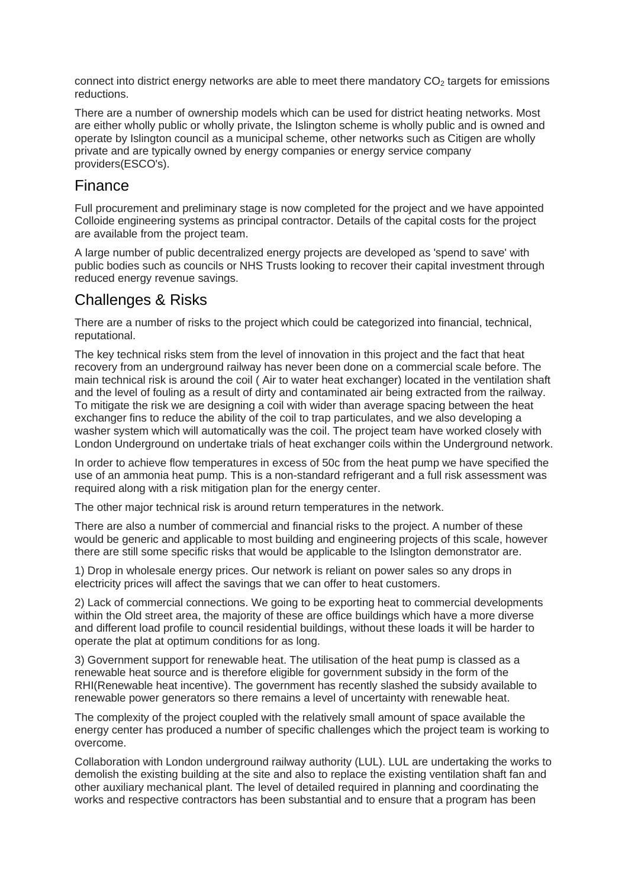connect into district energy networks are able to meet there mandatory $CO_2$ targets for emissions reductions.

There are a number of ownership models which can be used for district heating networks. Most are either wholly public or wholly private, the Islington scheme is wholly public and is owned and operate by Islington council as a municipal scheme, other networks such as Citigen are wholly private and are typically owned by energy companies or energy service company providers(ESCO's).

## Finance

Full procurement and preliminary stage is now completed for the project and we have appointed Colloide engineering systems as principal contractor. Details of the capital costs for the project are available from the project team.

A large number of public decentralized energy projects are developed as 'spend to save' with public bodies such as councils or NHS Trusts looking to recover their capital investment through reduced energy revenue savings.

## Challenges & Risks

There are a number of risks to the project which could be categorized into financial, technical, reputational.

The key technical risks stem from the level of innovation in this project and the fact that heat recovery from an underground railway has never been done on a commercial scale before. The main technical risk is around the coil ( Air to water heat exchanger) located in the ventilation shaft and the level of fouling as a result of dirty and contaminated air being extracted from the railway. To mitigate the risk we are designing a coil with wider than average spacing between the heat exchanger fins to reduce the ability of the coil to trap particulates, and we also developing a washer system which will automatically was the coil. The project team have worked closely with London Underground on undertake trials of heat exchanger coils within the Underground network.

In order to achieve flow temperatures in excess of 50c from the heat pump we have specified the use of an ammonia heat pump. This is a non-standard refrigerant and a full risk assessment was required along with a risk mitigation plan for the energy center.

The other major technical risk is around return temperatures in the network.

There are also a number of commercial and financial risks to the project. A number of these would be generic and applicable to most building and engineering projects of this scale, however there are still some specific risks that would be applicable to the Islington demonstrator are.

1) Drop in wholesale energy prices. Our network is reliant on power sales so any drops in electricity prices will affect the savings that we can offer to heat customers.

2) Lack of commercial connections. We going to be exporting heat to commercial developments within the Old street area, the majority of these are office buildings which have a more diverse and different load profile to council residential buildings, without these loads it will be harder to operate the plat at optimum conditions for as long.

3) Government support for renewable heat. The utilisation of the heat pump is classed as a renewable heat source and is therefore eligible for government subsidy in the form of the RHI(Renewable heat incentive). The government has recently slashed the subsidy available to renewable power generators so there remains a level of uncertainty with renewable heat.

The complexity of the project coupled with the relatively small amount of space available the energy center has produced a number of specific challenges which the project team is working to overcome.

Collaboration with London underground railway authority (LUL). LUL are undertaking the works to demolish the existing building at the site and also to replace the existing ventilation shaft fan and other auxiliary mechanical plant. The level of detailed required in planning and coordinating the works and respective contractors has been substantial and to ensure that a program has been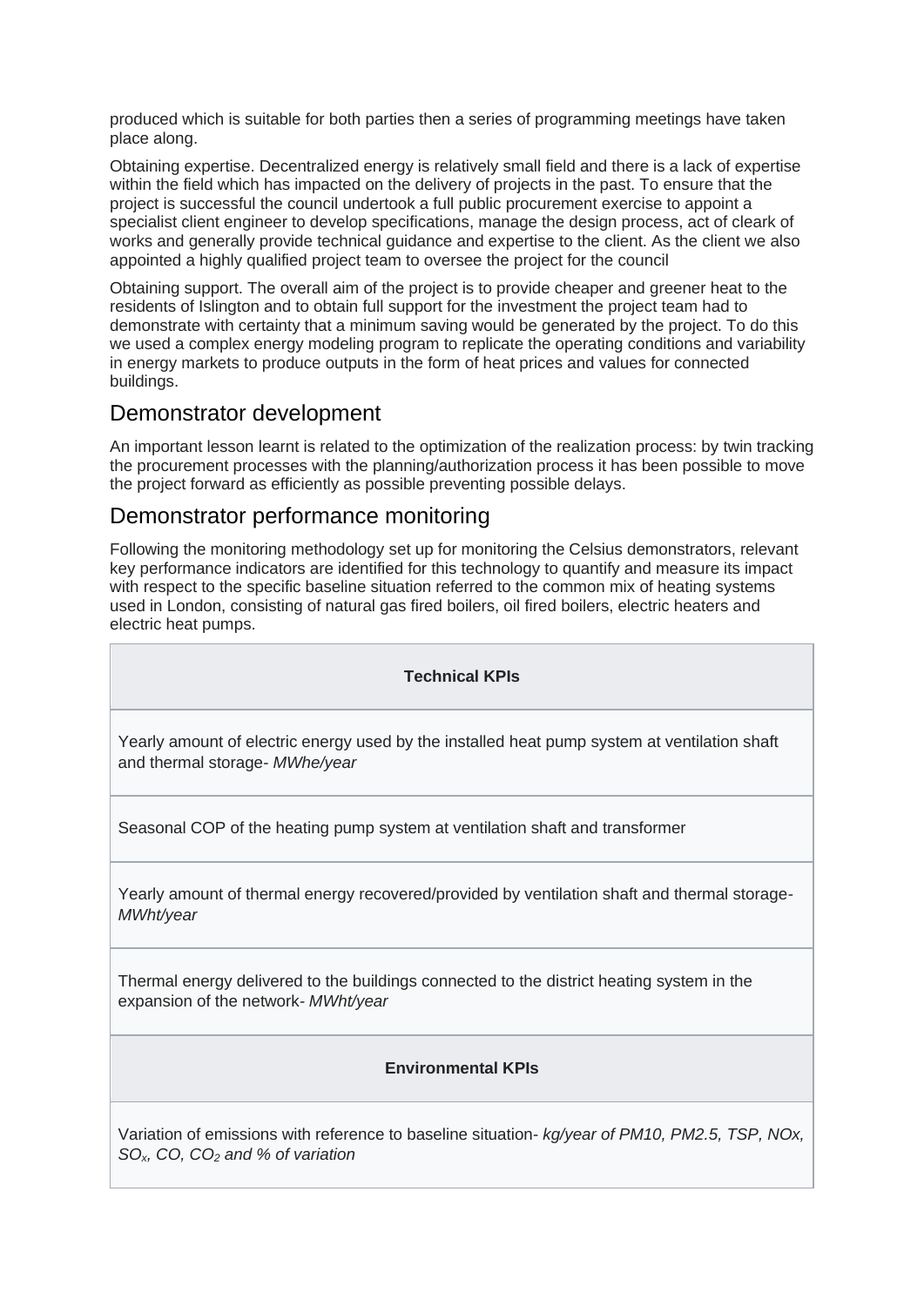produced which is suitable for both parties then a series of programming meetings have taken place along.

Obtaining expertise. Decentralized energy is relatively small field and there is a lack of expertise within the field which has impacted on the delivery of projects in the past. To ensure that the project is successful the council undertook a full public procurement exercise to appoint a specialist client engineer to develop specifications, manage the design process, act of cleark of works and generally provide technical guidance and expertise to the client. As the client we also appointed a highly qualified project team to oversee the project for the council

Obtaining support. The overall aim of the project is to provide cheaper and greener heat to the residents of Islington and to obtain full support for the investment the project team had to demonstrate with certainty that a minimum saving would be generated by the project. To do this we used a complex energy modeling program to replicate the operating conditions and variability in energy markets to produce outputs in the form of heat prices and values for connected buildings.

## Demonstrator development

An important lesson learnt is related to the optimization of the realization process: by twin tracking the procurement processes with the planning/authorization process it has been possible to move the project forward as efficiently as possible preventing possible delays.

## Demonstrator performance monitoring

Following the monitoring methodology set up for monitoring the Celsius demonstrators, relevant key performance indicators are identified for this technology to quantify and measure its impact with respect to the specific baseline situation referred to the common mix of heating systems used in London, consisting of natural gas fired boilers, oil fired boilers, electric heaters and electric heat pumps.

| **Technical KPIs** |
|---|
| Yearly amount of electric energy used by the installed heat pump system at ventilation shaft and thermal storage- *MWhe/year* |
| Seasonal COP of the heating pump system at ventilation shaft and transformer |
| Yearly amount of thermal energy recovered/provided by ventilation shaft and thermal storage- *MWht/year* |
| Thermal energy delivered to the buildings connected to the district heating system in the expansion of the network- *MWht/year* |
| **Environmental KPIs** |
| Variation of emissions with reference to baseline situation- *kg/year of PM10, PM2.5, TSP, NOx,* $SO_x$*, CO,* $CO_2$ *and % of variation* |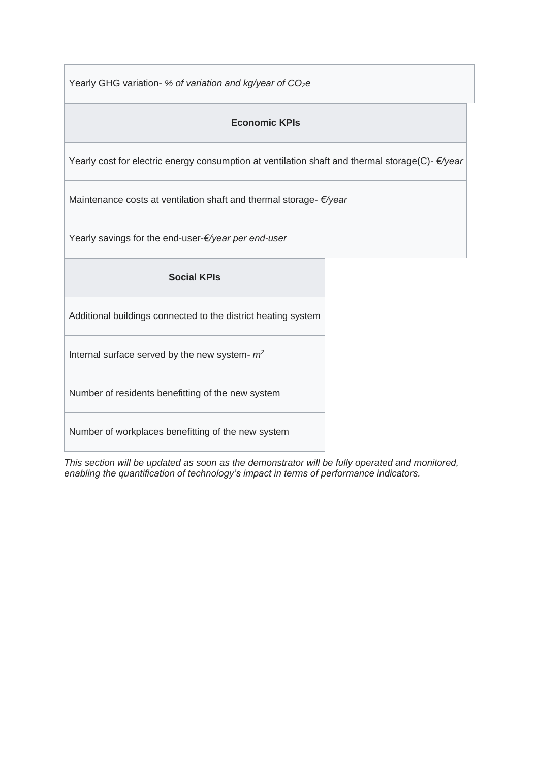| |
|---|
| Yearly GHG variation- *% of variation and kg/year of $CO_2$e* |

| Economic KPIs |
|---|
| Yearly cost for electric energy consumption at ventilation shaft and thermal storage(C)- *€/year* |
| Maintenance costs at ventilation shaft and thermal storage- *€/year* |
| Yearly savings for the end-user-*€/year per end-user* |

| Social KPIs |
|---|
| Additional buildings connected to the district heating system |
| Internal surface served by the new system- *$m^2$* |
| Number of residents benefitting of the new system |
| Number of workplaces benefitting of the new system |

*This section will be updated as soon as the demonstrator will be fully operated and monitored, enabling the quantification of technology's impact in terms of performance indicators.*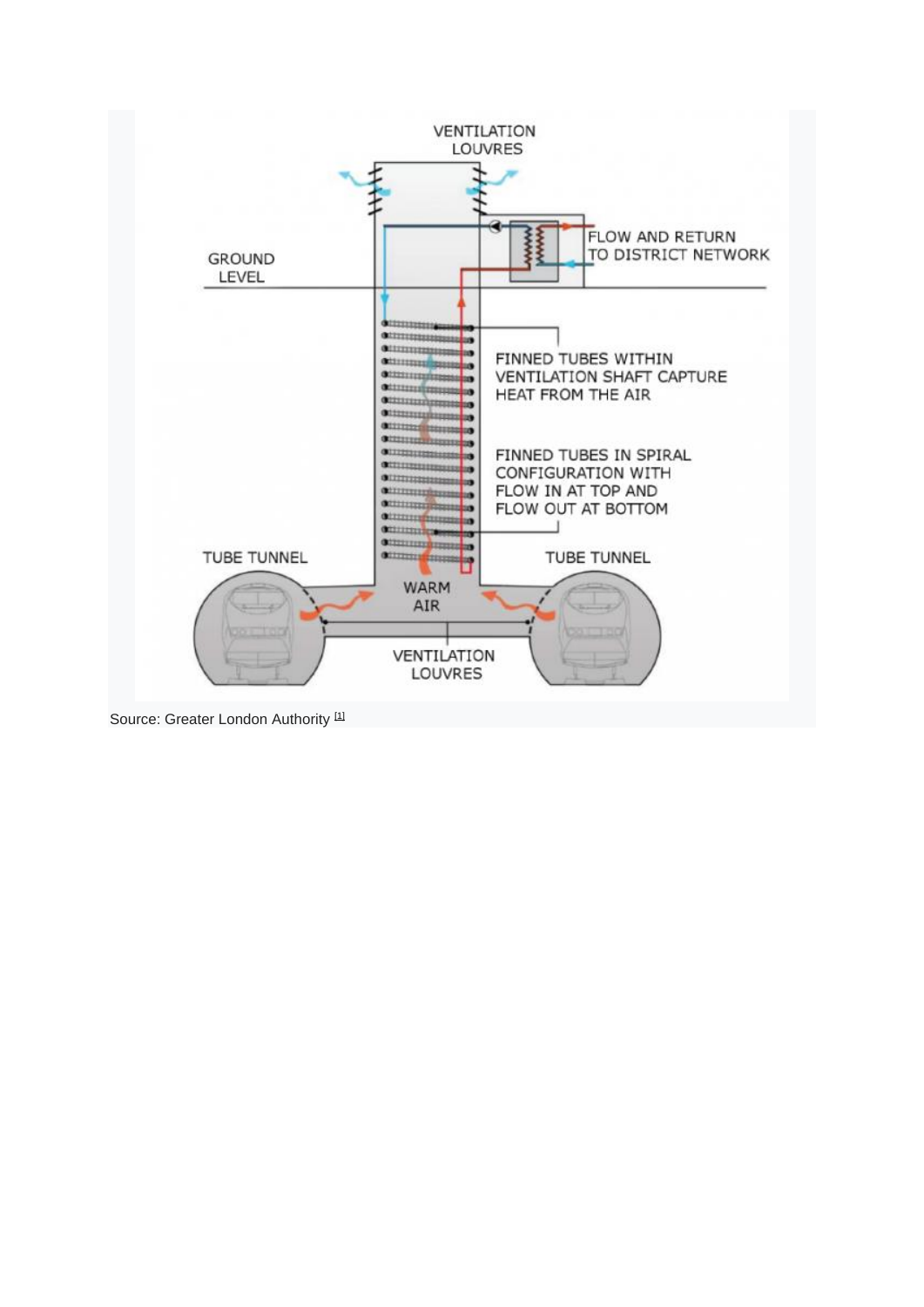VENTILATION
LOUVRES

FLOW AND RETURN
TO DISTRICT NETWORK

GROUND
LEVEL

FINNED TUBES WITHIN
VENTILATION SHAFT CAPTURE
HEAT FROM THE AIR

FINNED TUBES IN SPIRAL
CONFIGURATION WITH
FLOW IN AT TOP AND
FLOW OUT AT BOTTOM

TUBE TUNNEL

TUBE TUNNEL

WARM
AIR

VENTILATION
LOUVRES

Source: Greater London Authority [1]